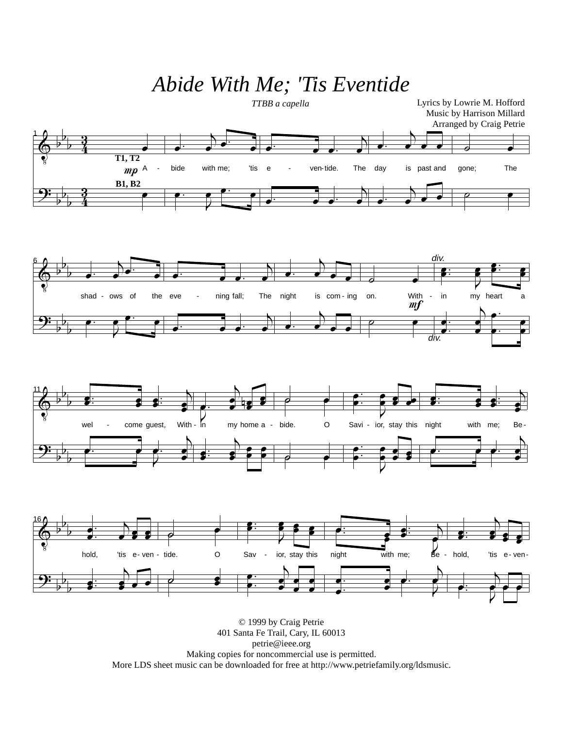# *Abide With Me; 'Tis Eventide*

*TTBB a capella*

Lyrics by Lowrie M. Hofford
Music by Harrison Millard
Arranged by Craig Petrie

T1, T2

B1, B2

A - bide with me; 'tis e - ven-tide. The day is past and gone; The shad - ows of the eve - ning fall; The night is com - ing on. With - in my heart a wel - come guest, With - in my home a - bide. O Savi - ior, stay this night with me; Be - hold, 'tis e - ven - tide. O Sav - ior, stay this night with me; Be - hold, 'tis e - ven-

© 1999 by Craig Petrie
401 Santa Fe Trail, Cary, IL 60013
petrie@ieee.org
Making copies for noncommercial use is permitted.
More LDS sheet music can be downloaded for free at http://www.petriefamily.org/ldsmusic.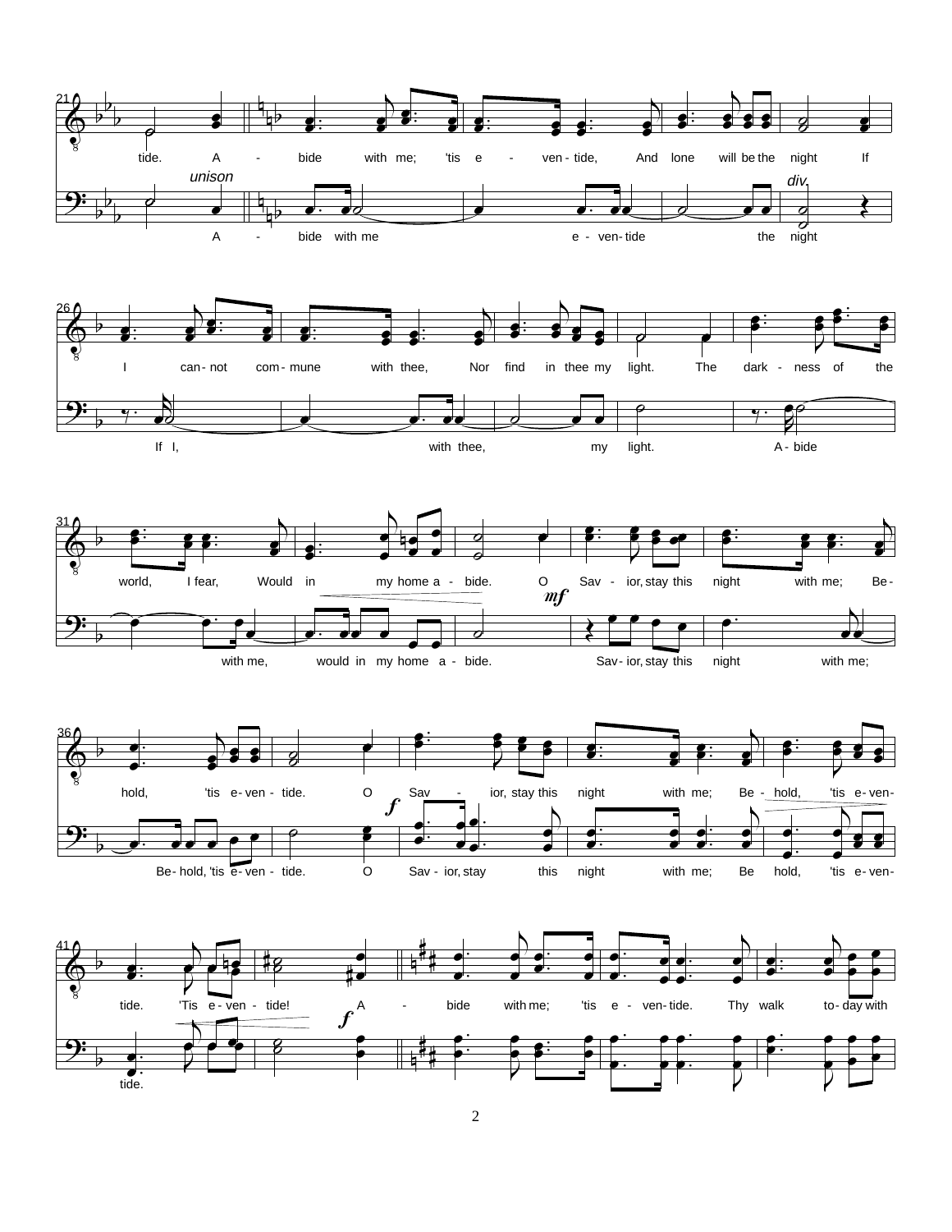21

*unison* — *div.*

tide. A - bide with me; 'tis e - ven - tide, And lone will be the night If

A - bide with me e - ven - tide the night

26

I can - not com - mune with thee, Nor find in thee my light. The dark - ness of the

If I, with thee, my light. A - bide

31

*mf*

world, I fear, Would in my home a - bide. O Sav - ior, stay this night with me; Be -

with me, would in my home a - bide. Sav - ior, stay this night with me;

36

*f*

hold, 'tis e - ven - tide. O Sav - ior, stay this night with me; Be - hold, 'tis e - ven-

Be - hold, 'tis e - ven - tide. O Sav - ior, stay this night with me; Be hold, 'tis e - ven-

41

*f*

tide. 'Tis e - ven - tide! A - bide with me; 'tis e - ven - tide. Thy walk to - day with

tide.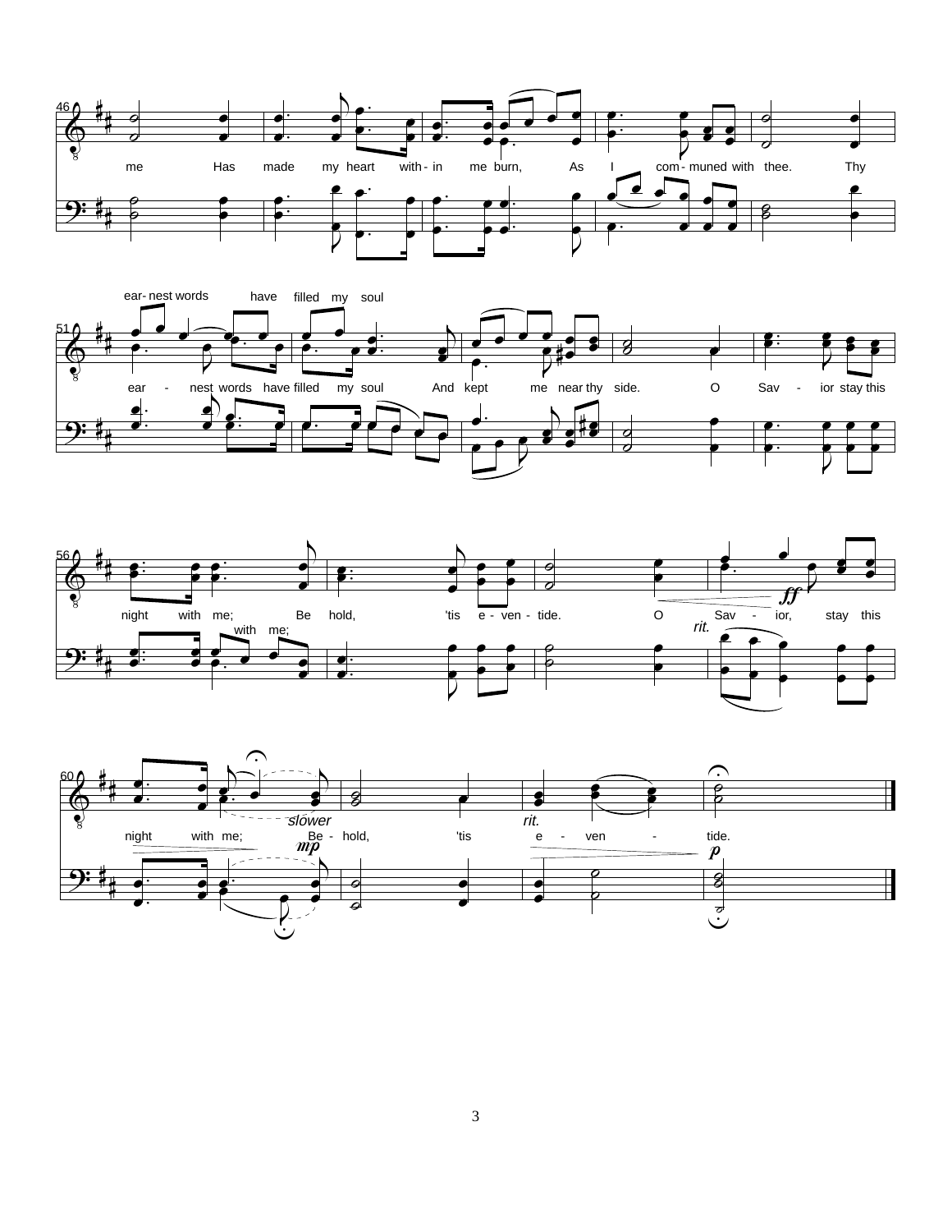46

me Has made my heart with - in me burn, As I com - muned with thee. Thy

ear- nest words have filled my soul

51

ear - nest words have filled my soul And kept me near thy side. O Sav - ior stay this

56

night with me; Be hold, 'tis e - ven - tide. O Sav - ior, stay this

with me;

*ff*

*rit.*

60

night with me; Be - hold, 'tis e - ven - tide.

*slower* *rit.*

*mp* *p*